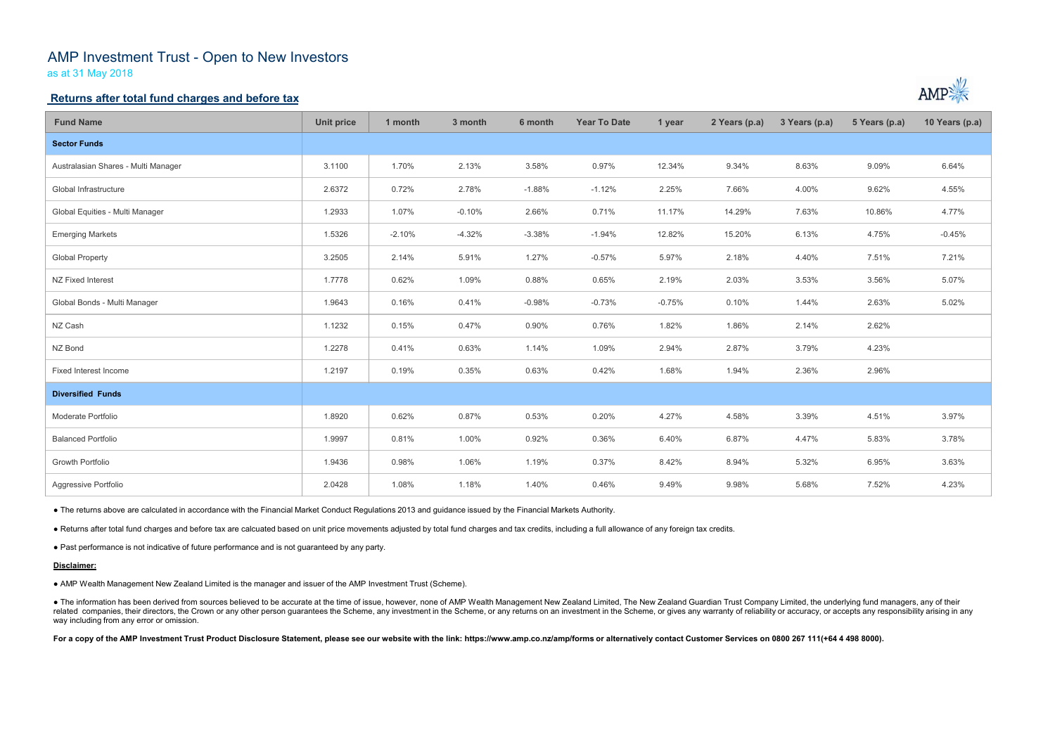# AMP Investment Trust - Open to New Investors

as at 31 May 2018

## Returns after total fund charges and before tax

| Fund Name | Unit price | 1 month | 3 month | 6 month | Year To Date | 1 year | 2 Years (p.a) | 3 Years (p.a) | 5 Years (p.a) | 10 Years (p.a) |
|---|---|---|---|---|---|---|---|---|---|---|
| **Sector Funds** | | | | | | | | | | |
| Australasian Shares - Multi Manager | 3.1100 | 1.70% | 2.13% | 3.58% | 0.97% | 12.34% | 9.34% | 8.63% | 9.09% | 6.64% |
| Global Infrastructure | 2.6372 | 0.72% | 2.78% | -1.88% | -1.12% | 2.25% | 7.66% | 4.00% | 9.62% | 4.55% |
| Global Equities - Multi Manager | 1.2933 | 1.07% | -0.10% | 2.66% | 0.71% | 11.17% | 14.29% | 7.63% | 10.86% | 4.77% |
| Emerging Markets | 1.5326 | -2.10% | -4.32% | -3.38% | -1.94% | 12.82% | 15.20% | 6.13% | 4.75% | -0.45% |
| Global Property | 3.2505 | 2.14% | 5.91% | 1.27% | -0.57% | 5.97% | 2.18% | 4.40% | 7.51% | 7.21% |
| NZ Fixed Interest | 1.7778 | 0.62% | 1.09% | 0.88% | 0.65% | 2.19% | 2.03% | 3.53% | 3.56% | 5.07% |
| Global Bonds - Multi Manager | 1.9643 | 0.16% | 0.41% | -0.98% | -0.73% | -0.75% | 0.10% | 1.44% | 2.63% | 5.02% |
| NZ Cash | 1.1232 | 0.15% | 0.47% | 0.90% | 0.76% | 1.82% | 1.86% | 2.14% | 2.62% | |
| NZ Bond | 1.2278 | 0.41% | 0.63% | 1.14% | 1.09% | 2.94% | 2.87% | 3.79% | 4.23% | |
| Fixed Interest Income | 1.2197 | 0.19% | 0.35% | 0.63% | 0.42% | 1.68% | 1.94% | 2.36% | 2.96% | |
| **Diversified Funds** | | | | | | | | | | |
| Moderate Portfolio | 1.8920 | 0.62% | 0.87% | 0.53% | 0.20% | 4.27% | 4.58% | 3.39% | 4.51% | 3.97% |
| Balanced Portfolio | 1.9997 | 0.81% | 1.00% | 0.92% | 0.36% | 6.40% | 6.87% | 4.47% | 5.83% | 3.78% |
| Growth Portfolio | 1.9436 | 0.98% | 1.06% | 1.19% | 0.37% | 8.42% | 8.94% | 5.32% | 6.95% | 3.63% |
| Aggressive Portfolio | 2.0428 | 1.08% | 1.18% | 1.40% | 0.46% | 9.49% | 9.98% | 5.68% | 7.52% | 4.23% |

● The returns above are calculated in accordance with the Financial Market Conduct Regulations 2013 and guidance issued by the Financial Markets Authority.

● Returns after total fund charges and before tax are calcuated based on unit price movements adjusted by total fund charges and tax credits, including a full allowance of any foreign tax credits.

● Past performance is not indicative of future performance and is not guaranteed by any party.

**Disclaimer:**

● AMP Wealth Management New Zealand Limited is the manager and issuer of the AMP Investment Trust (Scheme).

● The information has been derived from sources believed to be accurate at the time of issue, however, none of AMP Wealth Management New Zealand Limited, The New Zealand Guardian Trust Company Limited, the underlying fund managers, any of their related companies, their directors, the Crown or any other person guarantees the Scheme, any investment in the Scheme, or any returns on an investment in the Scheme, or gives any warranty of reliability or accuracy, or accepts any responsibility arising in any way including from any error or omission.

**For a copy of the AMP Investment Trust Product Disclosure Statement, please see our website with the link: https://www.amp.co.nz/amp/forms or alternatively contact Customer Services on 0800 267 111(+64 4 498 8000).**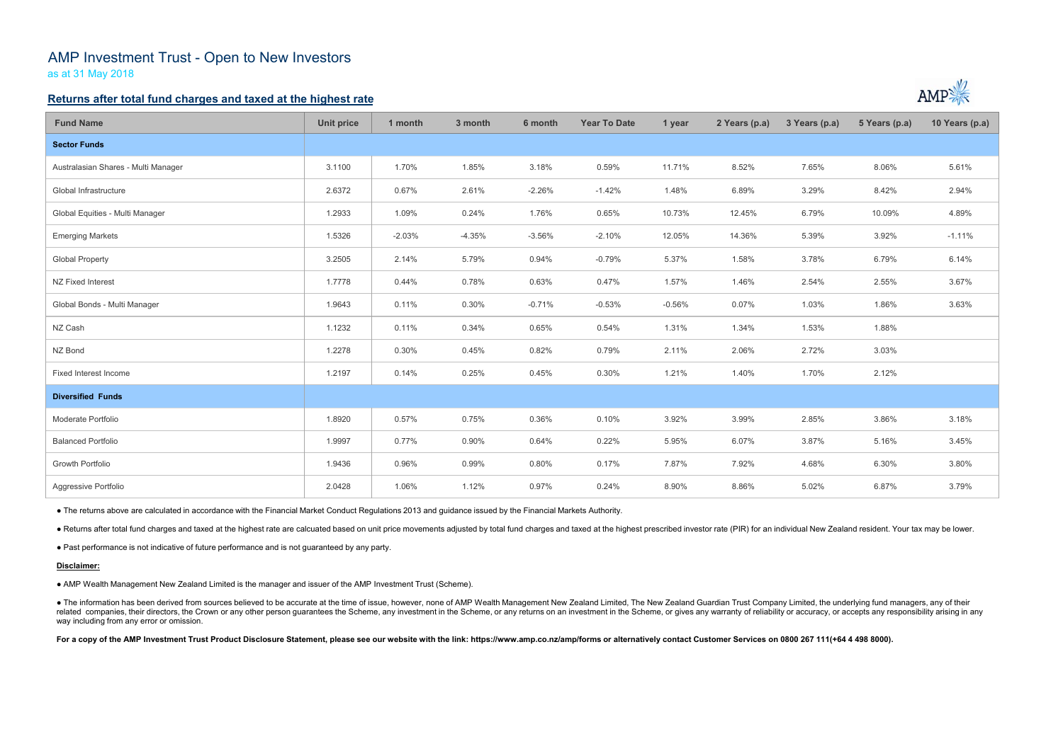# AMP Investment Trust - Open to New Investors

as at 31 May 2018

## Returns after total fund charges and taxed at the highest rate

| Fund Name | Unit price | 1 month | 3 month | 6 month | Year To Date | 1 year | 2 Years (p.a) | 3 Years (p.a) | 5 Years (p.a) | 10 Years (p.a) |
|---|---|---|---|---|---|---|---|---|---|---|
| **Sector Funds** | | | | | | | | | | |
| Australasian Shares - Multi Manager | 3.1100 | 1.70% | 1.85% | 3.18% | 0.59% | 11.71% | 8.52% | 7.65% | 8.06% | 5.61% |
| Global Infrastructure | 2.6372 | 0.67% | 2.61% | -2.26% | -1.42% | 1.48% | 6.89% | 3.29% | 8.42% | 2.94% |
| Global Equities - Multi Manager | 1.2933 | 1.09% | 0.24% | 1.76% | 0.65% | 10.73% | 12.45% | 6.79% | 10.09% | 4.89% |
| Emerging Markets | 1.5326 | -2.03% | -4.35% | -3.56% | -2.10% | 12.05% | 14.36% | 5.39% | 3.92% | -1.11% |
| Global Property | 3.2505 | 2.14% | 5.79% | 0.94% | -0.79% | 5.37% | 1.58% | 3.78% | 6.79% | 6.14% |
| NZ Fixed Interest | 1.7778 | 0.44% | 0.78% | 0.63% | 0.47% | 1.57% | 1.46% | 2.54% | 2.55% | 3.67% |
| Global Bonds - Multi Manager | 1.9643 | 0.11% | 0.30% | -0.71% | -0.53% | -0.56% | 0.07% | 1.03% | 1.86% | 3.63% |
| NZ Cash | 1.1232 | 0.11% | 0.34% | 0.65% | 0.54% | 1.31% | 1.34% | 1.53% | 1.88% | |
| NZ Bond | 1.2278 | 0.30% | 0.45% | 0.82% | 0.79% | 2.11% | 2.06% | 2.72% | 3.03% | |
| Fixed Interest Income | 1.2197 | 0.14% | 0.25% | 0.45% | 0.30% | 1.21% | 1.40% | 1.70% | 2.12% | |
| **Diversified Funds** | | | | | | | | | | |
| Moderate Portfolio | 1.8920 | 0.57% | 0.75% | 0.36% | 0.10% | 3.92% | 3.99% | 2.85% | 3.86% | 3.18% |
| Balanced Portfolio | 1.9997 | 0.77% | 0.90% | 0.64% | 0.22% | 5.95% | 6.07% | 3.87% | 5.16% | 3.45% |
| Growth Portfolio | 1.9436 | 0.96% | 0.99% | 0.80% | 0.17% | 7.87% | 7.92% | 4.68% | 6.30% | 3.80% |
| Aggressive Portfolio | 2.0428 | 1.06% | 1.12% | 0.97% | 0.24% | 8.90% | 8.86% | 5.02% | 6.87% | 3.79% |

- The returns above are calculated in accordance with the Financial Market Conduct Regulations 2013 and guidance issued by the Financial Markets Authority.
- Returns after total fund charges and taxed at the highest rate are calcuated based on unit price movements adjusted by total fund charges and taxed at the highest prescribed investor rate (PIR) for an individual New Zealand resident. Your tax may be lower.
- Past performance is not indicative of future performance and is not guaranteed by any party.

**Disclaimer:**

- AMP Wealth Management New Zealand Limited is the manager and issuer of the AMP Investment Trust (Scheme).
- The information has been derived from sources believed to be accurate at the time of issue, however, none of AMP Wealth Management New Zealand Limited, The New Zealand Guardian Trust Company Limited, the underlying fund managers, any of their related companies, their directors, the Crown or any other person guarantees the Scheme, any investment in the Scheme, or any returns on an investment in the Scheme, or gives any warranty of reliability or accuracy, or accepts any responsibility arising in any way including from any error or omission.

**For a copy of the AMP Investment Trust Product Disclosure Statement, please see our website with the link: https://www.amp.co.nz/amp/forms or alternatively contact Customer Services on 0800 267 111(+64 4 498 8000).**